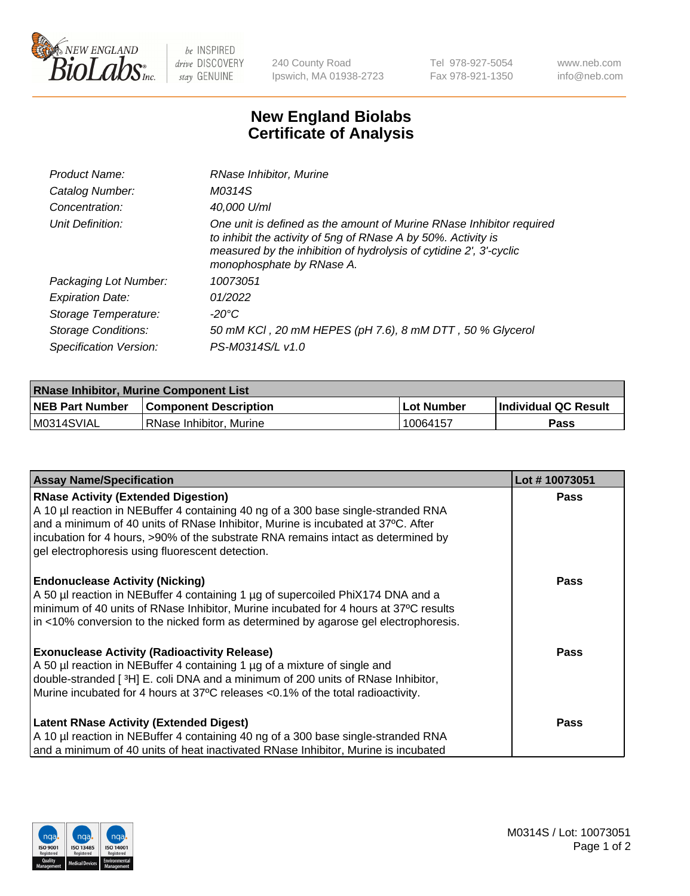240 County Road
Ipswich, MA 01938-2723

Tel 978-927-5054
Fax 978-921-1350

www.neb.com
info@neb.com

# New England Biolabs
# Certificate of Analysis

| | |
|---|---|
| Product Name: | RNase Inhibitor, Murine |
| Catalog Number: | M0314S |
| Concentration: | 40,000 U/ml |
| Unit Definition: | One unit is defined as the amount of Murine RNase Inhibitor required to inhibit the activity of 5ng of RNase A by 50%. Activity is measured by the inhibition of hydrolysis of cytidine 2', 3'-cyclic monophosphate by RNase A. |
| Packaging Lot Number: | 10073051 |
| Expiration Date: | 01/2022 |
| Storage Temperature: | -20°C |
| Storage Conditions: | 50 mM KCl , 20 mM HEPES (pH 7.6), 8 mM DTT , 50 % Glycerol |
| Specification Version: | PS-M0314S/L v1.0 |

| RNase Inhibitor, Murine Component List | | | |
|---|---|---|---|
| **NEB Part Number** | **Component Description** | **Lot Number** | **Individual QC Result** |
| M0314SVIAL | RNase Inhibitor, Murine | 10064157 | Pass |

| Assay Name/Specification | Lot # 10073051 |
|---|---|
| **RNase Activity (Extended Digestion)** A 10 µl reaction in NEBuffer 4 containing 40 ng of a 300 base single-stranded RNA and a minimum of 40 units of RNase Inhibitor, Murine is incubated at 37ºC. After incubation for 4 hours, >90% of the substrate RNA remains intact as determined by gel electrophoresis using fluorescent detection. | Pass |
| **Endonuclease Activity (Nicking)** A 50 µl reaction in NEBuffer 4 containing 1 µg of supercoiled PhiX174 DNA and a minimum of 40 units of RNase Inhibitor, Murine incubated for 4 hours at 37ºC results in <10% conversion to the nicked form as determined by agarose gel electrophoresis. | Pass |
| **Exonuclease Activity (Radioactivity Release)** A 50 µl reaction in NEBuffer 4 containing 1 µg of a mixture of single and double-stranded [ $^3$H] E. coli DNA and a minimum of 200 units of RNase Inhibitor, Murine incubated for 4 hours at 37ºC releases <0.1% of the total radioactivity. | Pass |
| **Latent RNase Activity (Extended Digest)** A 10 µl reaction in NEBuffer 4 containing 40 ng of a 300 base single-stranded RNA and a minimum of 40 units of heat inactivated RNase Inhibitor, Murine is incubated | Pass |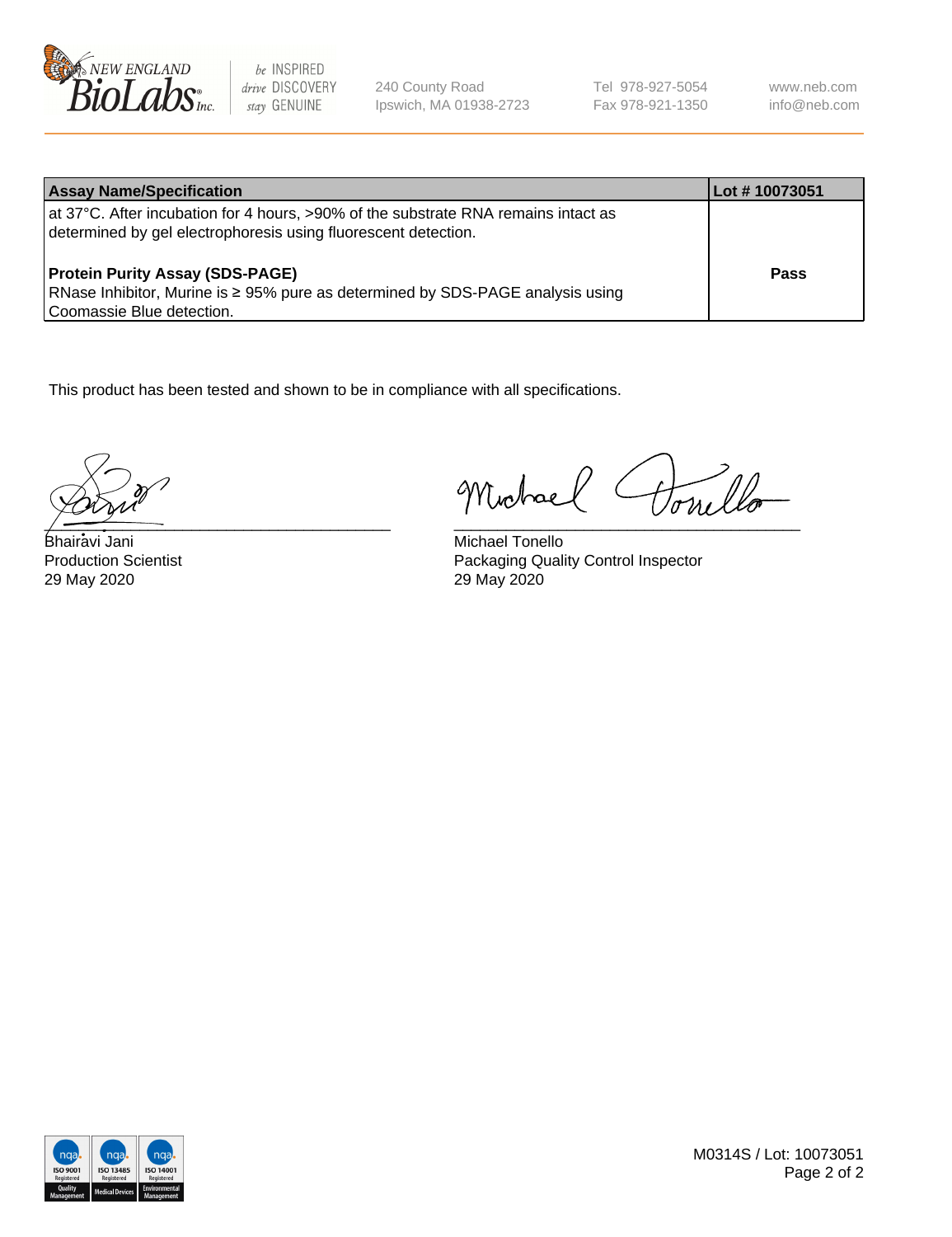| Assay Name/Specification | Lot # 10073051 |
|---|---|
| at 37°C. After incubation for 4 hours, >90% of the substrate RNA remains intact as determined by gel electrophoresis using fluorescent detection. | |
| **Protein Purity Assay (SDS-PAGE)**<br>RNase Inhibitor, Murine is ≥ 95% pure as determined by SDS-PAGE analysis using Coomassie Blue detection. | **Pass** |

This product has been tested and shown to be in compliance with all specifications.

Bhairavi Jani
Production Scientist
29 May 2020

Michael Tonello
Packaging Quality Control Inspector
29 May 2020

M0314S / Lot: 10073051